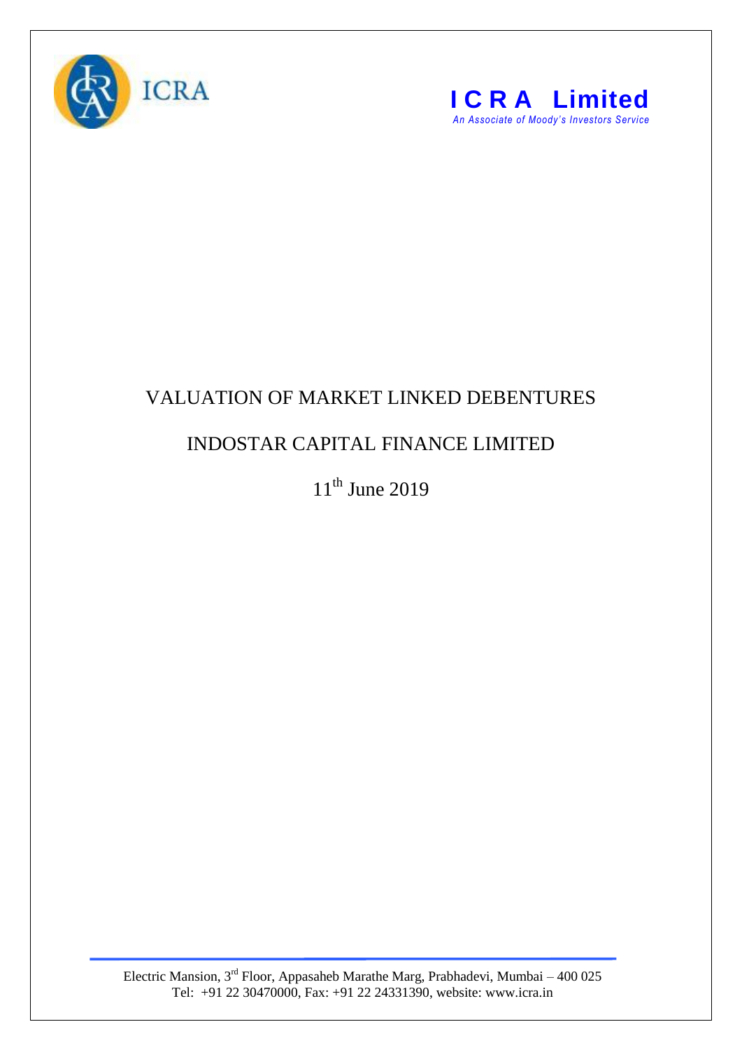ICRA

**I C R A Limited**

*An Associate of Moody's Investors Service*

# VALUATION OF MARKET LINKED DEBENTURES

## INDOSTAR CAPITAL FINANCE LIMITED

11th June 2019

Electric Mansion, 3rd Floor, Appasaheb Marathe Marg, Prabhadevi, Mumbai – 400 025
Tel: +91 22 30470000, Fax: +91 22 24331390, website: www.icra.in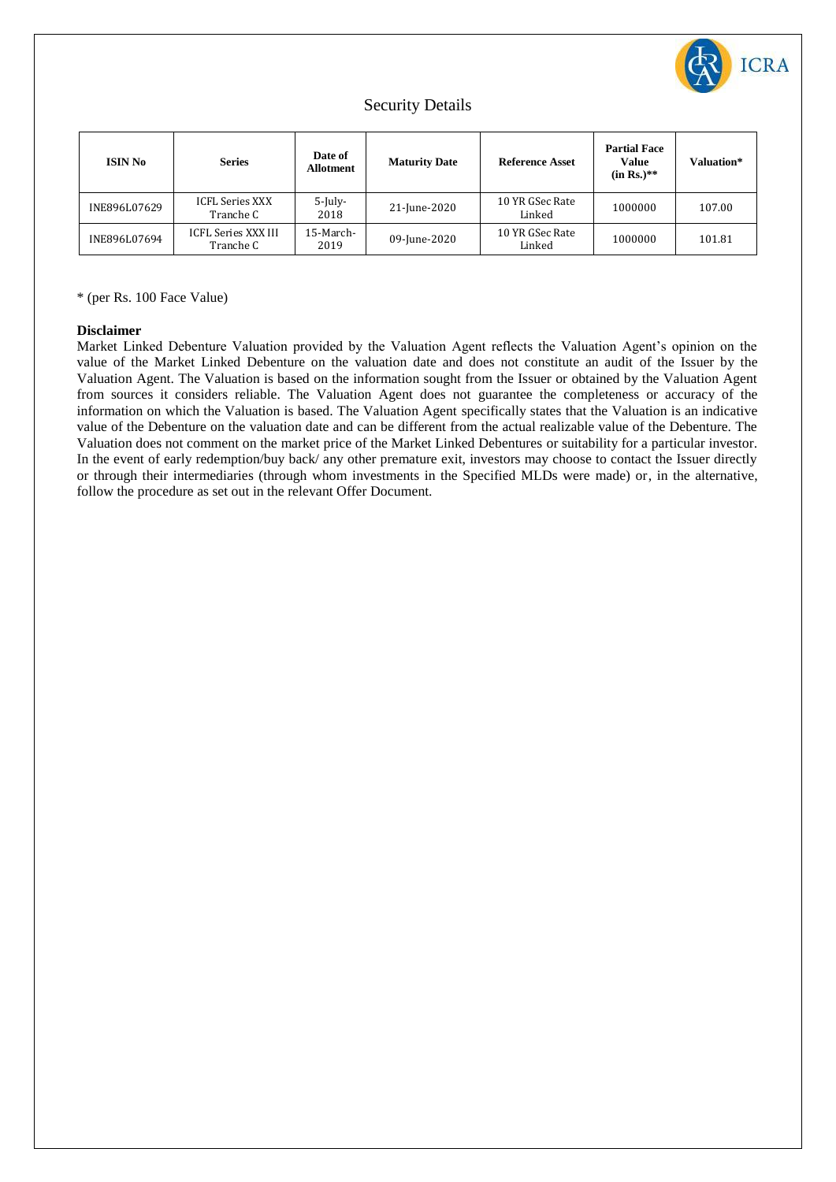## Security Details

| ISIN No | Series | Date of Allotment | Maturity Date | Reference Asset | Partial Face Value (in Rs.)** | Valuation* |
|---|---|---|---|---|---|---|
| INE896L07629 | ICFL Series XXX Tranche C | 5-July-2018 | 21-June-2020 | 10 YR GSec Rate Linked | 1000000 | 107.00 |
| INE896L07694 | ICFL Series XXX III Tranche C | 15-March-2019 | 09-June-2020 | 10 YR GSec Rate Linked | 1000000 | 101.81 |

* (per Rs. 100 Face Value)

**Disclaimer**

Market Linked Debenture Valuation provided by the Valuation Agent reflects the Valuation Agent's opinion on the value of the Market Linked Debenture on the valuation date and does not constitute an audit of the Issuer by the Valuation Agent. The Valuation is based on the information sought from the Issuer or obtained by the Valuation Agent from sources it considers reliable. The Valuation Agent does not guarantee the completeness or accuracy of the information on which the Valuation is based. The Valuation Agent specifically states that the Valuation is an indicative value of the Debenture on the valuation date and can be different from the actual realizable value of the Debenture. The Valuation does not comment on the market price of the Market Linked Debentures or suitability for a particular investor. In the event of early redemption/buy back/ any other premature exit, investors may choose to contact the Issuer directly or through their intermediaries (through whom investments in the Specified MLDs were made) or, in the alternative, follow the procedure as set out in the relevant Offer Document.